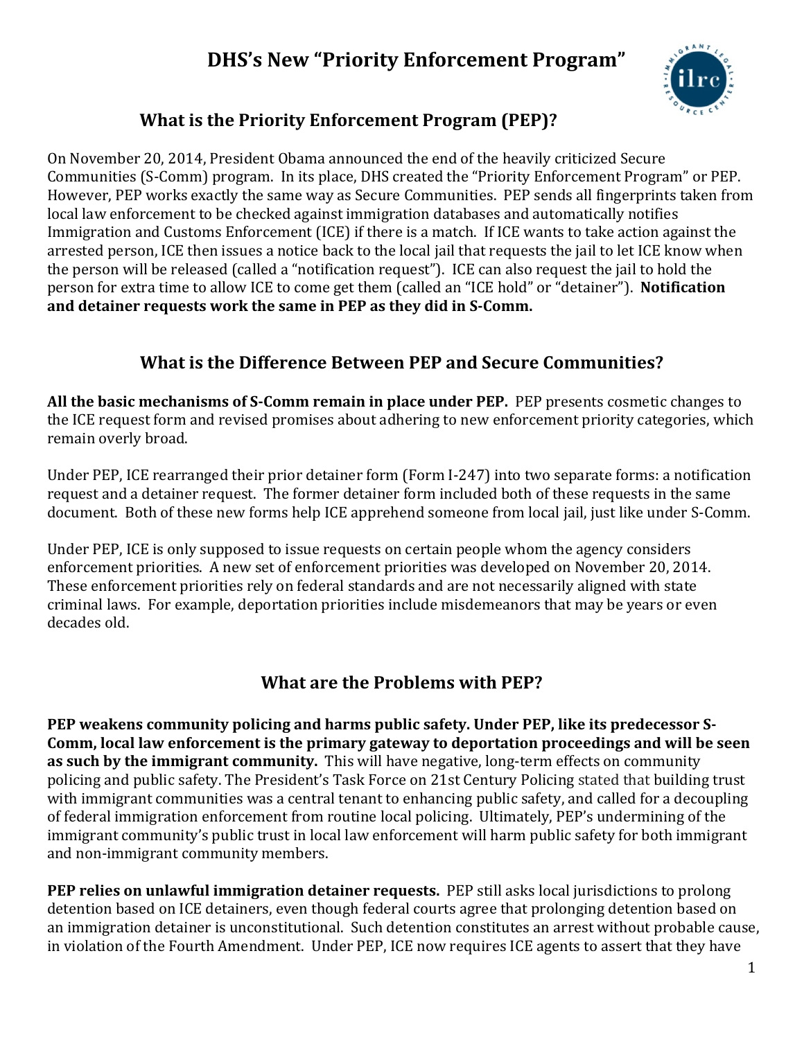# DHS's New "Priority Enforcement Program"

## What is the Priority Enforcement Program (PEP)?

On November 20, 2014, President Obama announced the end of the heavily criticized Secure Communities (S-Comm) program. In its place, DHS created the "Priority Enforcement Program" or PEP. However, PEP works exactly the same way as Secure Communities. PEP sends all fingerprints taken from local law enforcement to be checked against immigration databases and automatically notifies Immigration and Customs Enforcement (ICE) if there is a match. If ICE wants to take action against the arrested person, ICE then issues a notice back to the local jail that requests the jail to let ICE know when the person will be released (called a "notification request"). ICE can also request the jail to hold the person for extra time to allow ICE to come get them (called an "ICE hold" or "detainer"). **Notification and detainer requests work the same in PEP as they did in S-Comm.**

## What is the Difference Between PEP and Secure Communities?

**All the basic mechanisms of S-Comm remain in place under PEP.** PEP presents cosmetic changes to the ICE request form and revised promises about adhering to new enforcement priority categories, which remain overly broad.

Under PEP, ICE rearranged their prior detainer form (Form I-247) into two separate forms: a notification request and a detainer request. The former detainer form included both of these requests in the same document. Both of these new forms help ICE apprehend someone from local jail, just like under S-Comm.

Under PEP, ICE is only supposed to issue requests on certain people whom the agency considers enforcement priorities. A new set of enforcement priorities was developed on November 20, 2014. These enforcement priorities rely on federal standards and are not necessarily aligned with state criminal laws. For example, deportation priorities include misdemeanors that may be years or even decades old.

## What are the Problems with PEP?

**PEP weakens community policing and harms public safety. Under PEP, like its predecessor S-Comm, local law enforcement is the primary gateway to deportation proceedings and will be seen as such by the immigrant community.** This will have negative, long-term effects on community policing and public safety. The President's Task Force on 21st Century Policing stated that building trust with immigrant communities was a central tenant to enhancing public safety, and called for a decoupling of federal immigration enforcement from routine local policing. Ultimately, PEP's undermining of the immigrant community's public trust in local law enforcement will harm public safety for both immigrant and non-immigrant community members.

**PEP relies on unlawful immigration detainer requests.** PEP still asks local jurisdictions to prolong detention based on ICE detainers, even though federal courts agree that prolonging detention based on an immigration detainer is unconstitutional. Such detention constitutes an arrest without probable cause, in violation of the Fourth Amendment. Under PEP, ICE now requires ICE agents to assert that they have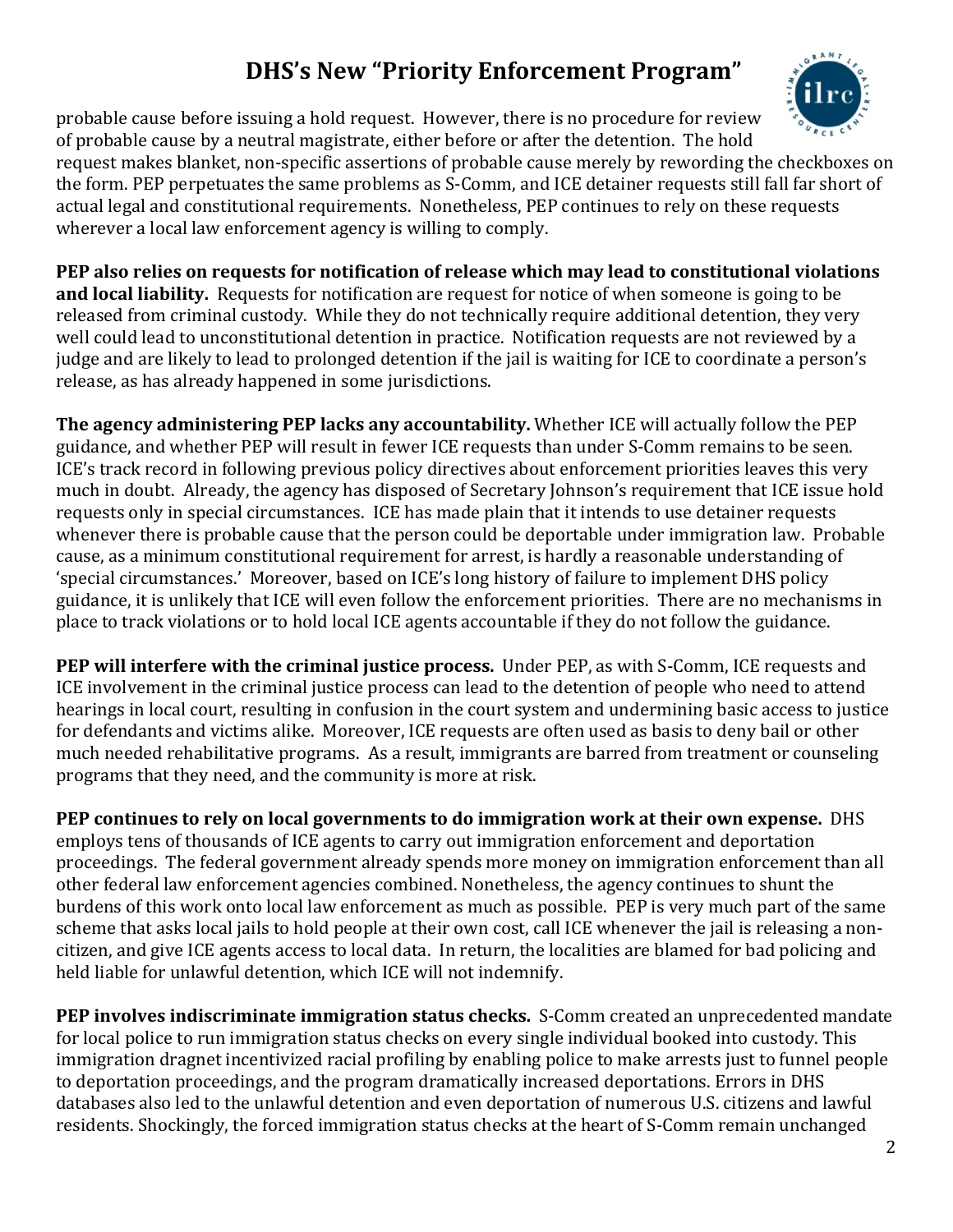probable cause before issuing a hold request. However, there is no procedure for review of probable cause by a neutral magistrate, either before or after the detention. The hold request makes blanket, non-specific assertions of probable cause merely by rewording the checkboxes on the form. PEP perpetuates the same problems as S-Comm, and ICE detainer requests still fall far short of actual legal and constitutional requirements. Nonetheless, PEP continues to rely on these requests wherever a local law enforcement agency is willing to comply.

**PEP also relies on requests for notification of release which may lead to constitutional violations and local liability.** Requests for notification are request for notice of when someone is going to be released from criminal custody. While they do not technically require additional detention, they very well could lead to unconstitutional detention in practice. Notification requests are not reviewed by a judge and are likely to lead to prolonged detention if the jail is waiting for ICE to coordinate a person's release, as has already happened in some jurisdictions.

**The agency administering PEP lacks any accountability.** Whether ICE will actually follow the PEP guidance, and whether PEP will result in fewer ICE requests than under S-Comm remains to be seen. ICE's track record in following previous policy directives about enforcement priorities leaves this very much in doubt. Already, the agency has disposed of Secretary Johnson's requirement that ICE issue hold requests only in special circumstances. ICE has made plain that it intends to use detainer requests whenever there is probable cause that the person could be deportable under immigration law. Probable cause, as a minimum constitutional requirement for arrest, is hardly a reasonable understanding of 'special circumstances.' Moreover, based on ICE's long history of failure to implement DHS policy guidance, it is unlikely that ICE will even follow the enforcement priorities. There are no mechanisms in place to track violations or to hold local ICE agents accountable if they do not follow the guidance.

**PEP will interfere with the criminal justice process.** Under PEP, as with S-Comm, ICE requests and ICE involvement in the criminal justice process can lead to the detention of people who need to attend hearings in local court, resulting in confusion in the court system and undermining basic access to justice for defendants and victims alike. Moreover, ICE requests are often used as basis to deny bail or other much needed rehabilitative programs. As a result, immigrants are barred from treatment or counseling programs that they need, and the community is more at risk.

**PEP continues to rely on local governments to do immigration work at their own expense.** DHS employs tens of thousands of ICE agents to carry out immigration enforcement and deportation proceedings. The federal government already spends more money on immigration enforcement than all other federal law enforcement agencies combined. Nonetheless, the agency continues to shunt the burdens of this work onto local law enforcement as much as possible. PEP is very much part of the same scheme that asks local jails to hold people at their own cost, call ICE whenever the jail is releasing a non-citizen, and give ICE agents access to local data. In return, the localities are blamed for bad policing and held liable for unlawful detention, which ICE will not indemnify.

**PEP involves indiscriminate immigration status checks.** S-Comm created an unprecedented mandate for local police to run immigration status checks on every single individual booked into custody. This immigration dragnet incentivized racial profiling by enabling police to make arrests just to funnel people to deportation proceedings, and the program dramatically increased deportations. Errors in DHS databases also led to the unlawful detention and even deportation of numerous U.S. citizens and lawful residents. Shockingly, the forced immigration status checks at the heart of S-Comm remain unchanged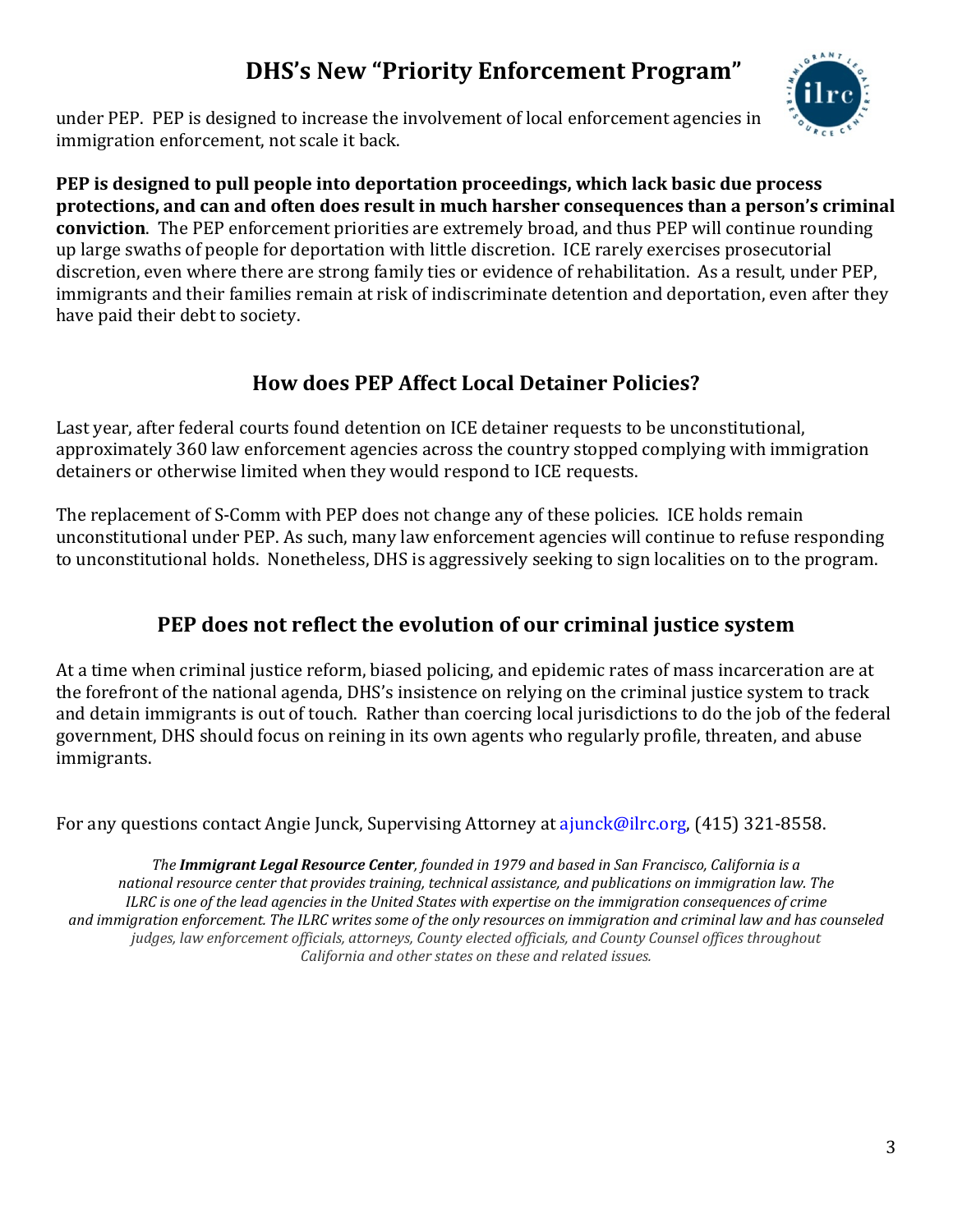under PEP. PEP is designed to increase the involvement of local enforcement agencies in immigration enforcement, not scale it back.

**PEP is designed to pull people into deportation proceedings, which lack basic due process protections, and can and often does result in much harsher consequences than a person's criminal conviction**. The PEP enforcement priorities are extremely broad, and thus PEP will continue rounding up large swaths of people for deportation with little discretion. ICE rarely exercises prosecutorial discretion, even where there are strong family ties or evidence of rehabilitation. As a result, under PEP, immigrants and their families remain at risk of indiscriminate detention and deportation, even after they have paid their debt to society.

## How does PEP Affect Local Detainer Policies?

Last year, after federal courts found detention on ICE detainer requests to be unconstitutional, approximately 360 law enforcement agencies across the country stopped complying with immigration detainers or otherwise limited when they would respond to ICE requests.

The replacement of S-Comm with PEP does not change any of these policies. ICE holds remain unconstitutional under PEP. As such, many law enforcement agencies will continue to refuse responding to unconstitutional holds. Nonetheless, DHS is aggressively seeking to sign localities on to the program.

## PEP does not reflect the evolution of our criminal justice system

At a time when criminal justice reform, biased policing, and epidemic rates of mass incarceration are at the forefront of the national agenda, DHS's insistence on relying on the criminal justice system to track and detain immigrants is out of touch. Rather than coercing local jurisdictions to do the job of the federal government, DHS should focus on reining in its own agents who regularly profile, threaten, and abuse immigrants.

For any questions contact Angie Junck, Supervising Attorney at ajunck@ilrc.org, (415) 321-8558.

*The **Immigrant Legal Resource Center**, founded in 1979 and based in San Francisco, California is a national resource center that provides training, technical assistance, and publications on immigration law. The ILRC is one of the lead agencies in the United States with expertise on the immigration consequences of crime and immigration enforcement. The ILRC writes some of the only resources on immigration and criminal law and has counseled judges, law enforcement officials, attorneys, County elected officials, and County Counsel offices throughout California and other states on these and related issues.*